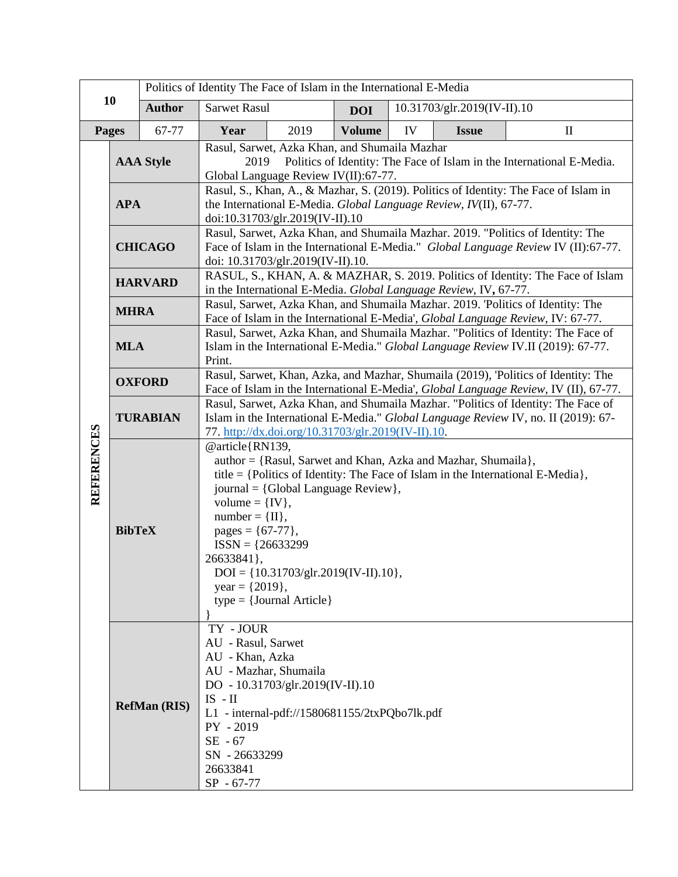| 10 | Politics of Identity The Face of Islam in the International E-Media | | | | | | |
|---|---|---|---|---|---|---|---|
| | **Author** | Sarwet Rasul | | **DOI** | 10.31703/glr.2019(IV-II).10 | | |
| **Pages** | 67-77 | **Year** | 2019 | **Volume** | IV | **Issue** | II |

**REFERENCES**

| Style | Reference |
|---|---|
| **AAA Style** | Rasul, Sarwet, Azka Khan, and Shumaila Mazhar 2019 Politics of Identity: The Face of Islam in the International E-Media. Global Language Review IV(II):67-77. |
| **APA** | Rasul, S., Khan, A., & Mazhar, S. (2019). Politics of Identity: The Face of Islam in the International E-Media. *Global Language Review, IV*(II), 67-77. doi:10.31703/glr.2019(IV-II).10 |
| **CHICAGO** | Rasul, Sarwet, Azka Khan, and Shumaila Mazhar. 2019. "Politics of Identity: The Face of Islam in the International E-Media." *Global Language Review* IV (II):67-77. doi: 10.31703/glr.2019(IV-II).10. |
| **HARVARD** | RASUL, S., KHAN, A. & MAZHAR, S. 2019. Politics of Identity: The Face of Islam in the International E-Media. *Global Language Review,* IV**,** 67-77. |
| **MHRA** | Rasul, Sarwet, Azka Khan, and Shumaila Mazhar. 2019. 'Politics of Identity: The Face of Islam in the International E-Media', *Global Language Review,* IV: 67-77. |
| **MLA** | Rasul, Sarwet, Azka Khan, and Shumaila Mazhar. "Politics of Identity: The Face of Islam in the International E-Media." *Global Language Review* IV.II (2019): 67-77. Print. |
| **OXFORD** | Rasul, Sarwet, Khan, Azka, and Mazhar, Shumaila (2019), 'Politics of Identity: The Face of Islam in the International E-Media', *Global Language Review,* IV (II), 67-77. |
| **TURABIAN** | Rasul, Sarwet, Azka Khan, and Shumaila Mazhar. "Politics of Identity: The Face of Islam in the International E-Media." *Global Language Review* IV, no. II (2019): 67-77. http://dx.doi.org/10.31703/glr.2019(IV-II).10. |
| **BibTeX** | @article{RN139, author = {Rasul, Sarwet and Khan, Azka and Mazhar, Shumaila}, title = {Politics of Identity: The Face of Islam in the International E-Media}, journal = {Global Language Review}, volume = {IV}, number = {II}, pages = {67-77}, ISSN = {26633299 26633841}, DOI = {10.31703/glr.2019(IV-II).10}, year = {2019}, type = {Journal Article} } |
| **RefMan (RIS)** | TY - JOUR AU - Rasul, Sarwet AU - Khan, Azka AU - Mazhar, Shumaila DO - 10.31703/glr.2019(IV-II).10 IS - II L1 - internal-pdf://1580681155/2txPQbo7lk.pdf PY - 2019 SE - 67 SN - 26633299 26633841 SP - 67-77 |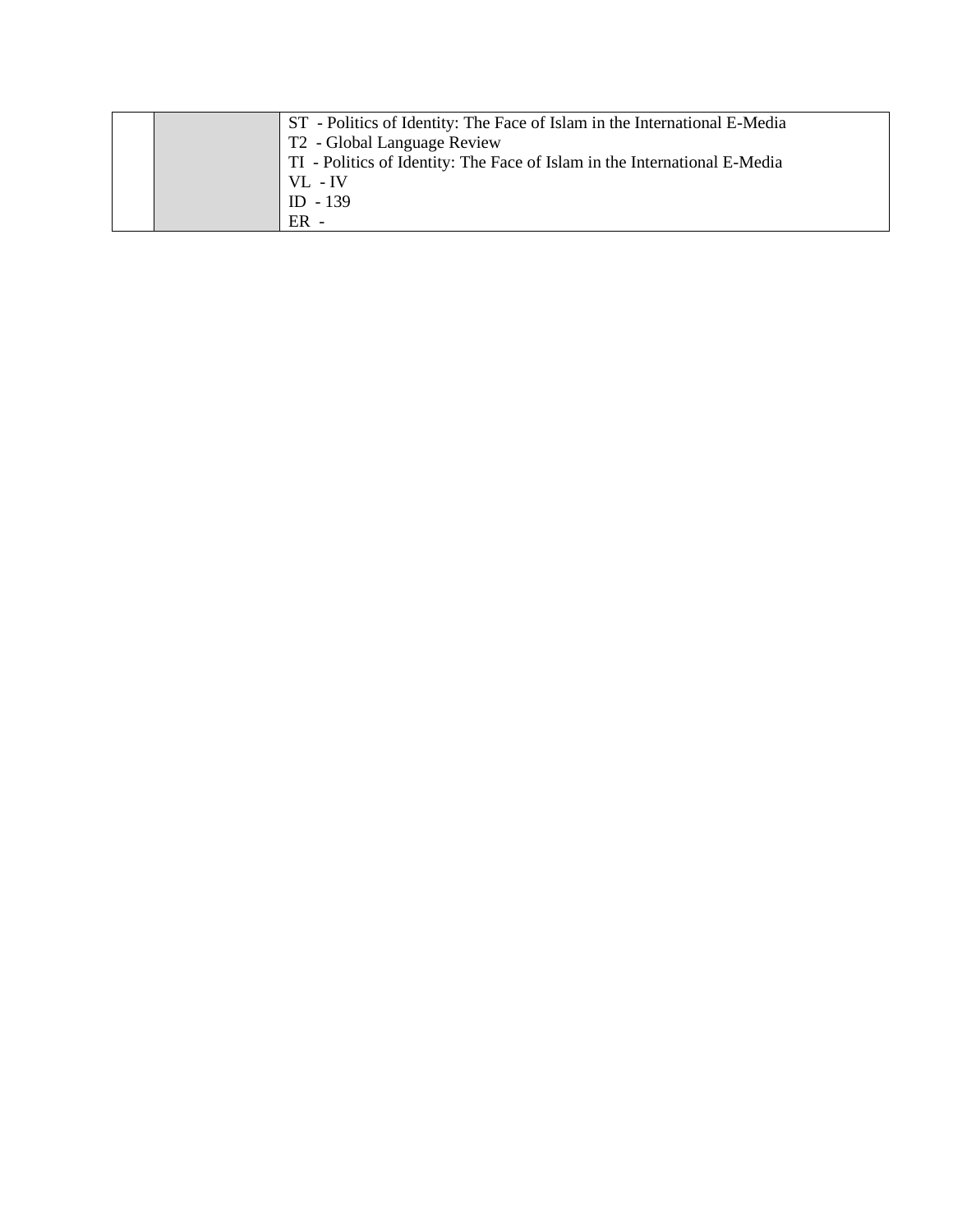| | | |
|---|---|---|
| | | ST - Politics of Identity: The Face of Islam in the International E-Media<br>T2 - Global Language Review<br>TI - Politics of Identity: The Face of Islam in the International E-Media<br>VL - IV<br>ID - 139<br>ER - |